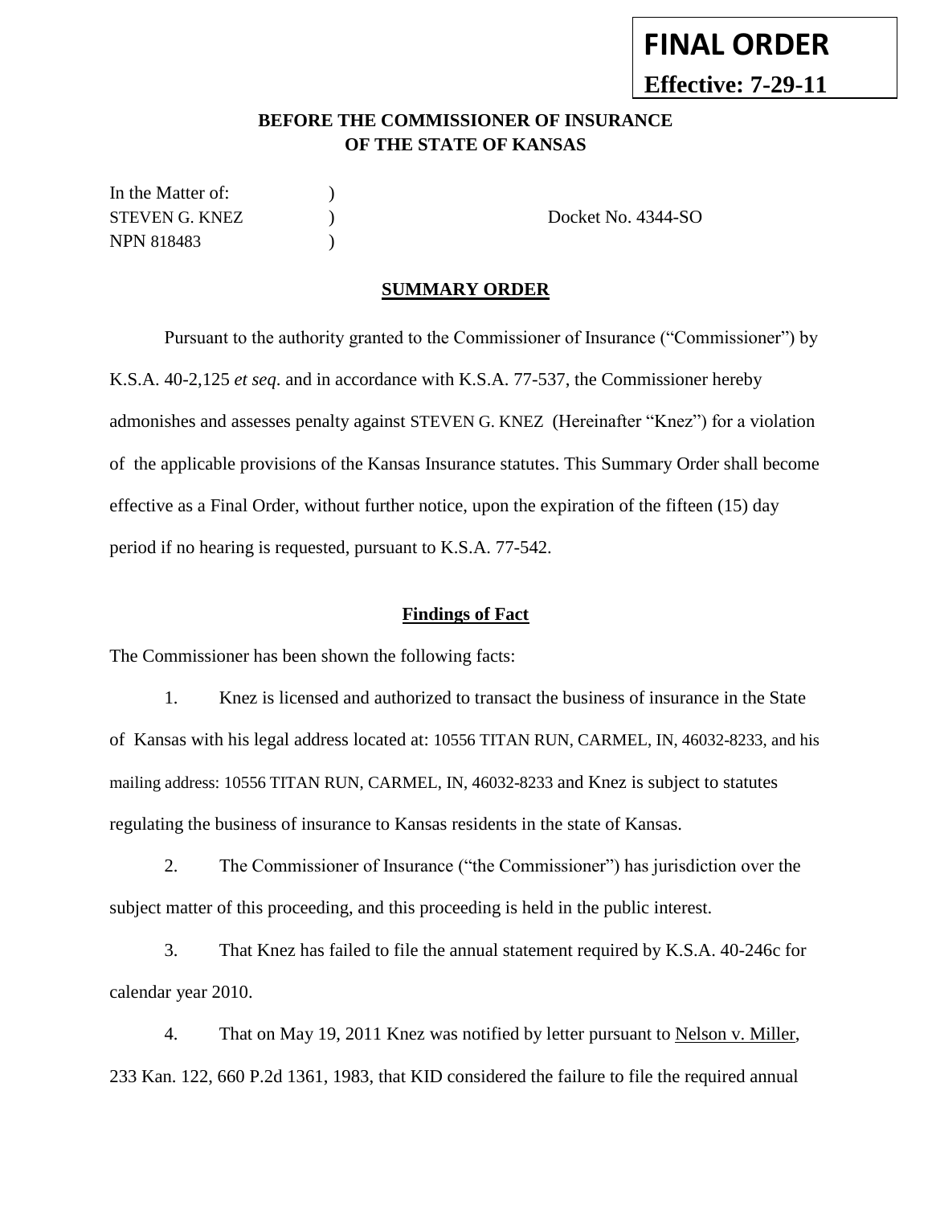**FINAL ORDER**

**Effective: 7-29-11**

**BEFORE THE COMMISSIONER OF INSURANCE**
**OF THE STATE OF KANSAS**

In the Matter of: )
STEVEN G. KNEZ ) Docket No. 4344-SO
NPN 818483 )

**SUMMARY ORDER**

Pursuant to the authority granted to the Commissioner of Insurance ("Commissioner") by K.S.A. 40-2,125 *et seq*. and in accordance with K.S.A. 77-537, the Commissioner hereby admonishes and assesses penalty against STEVEN G. KNEZ (Hereinafter "Knez") for a violation of the applicable provisions of the Kansas Insurance statutes. This Summary Order shall become effective as a Final Order, without further notice, upon the expiration of the fifteen (15) day period if no hearing is requested, pursuant to K.S.A. 77-542.

**Findings of Fact**

The Commissioner has been shown the following facts:

1. Knez is licensed and authorized to transact the business of insurance in the State of Kansas with his legal address located at: 10556 TITAN RUN, CARMEL, IN, 46032-8233, and his mailing address: 10556 TITAN RUN, CARMEL, IN, 46032-8233 and Knez is subject to statutes regulating the business of insurance to Kansas residents in the state of Kansas.

2. The Commissioner of Insurance ("the Commissioner") has jurisdiction over the subject matter of this proceeding, and this proceeding is held in the public interest.

3. That Knez has failed to file the annual statement required by K.S.A. 40-246c for calendar year 2010.

4. That on May 19, 2011 Knez was notified by letter pursuant to Nelson v. Miller, 233 Kan. 122, 660 P.2d 1361, 1983, that KID considered the failure to file the required annual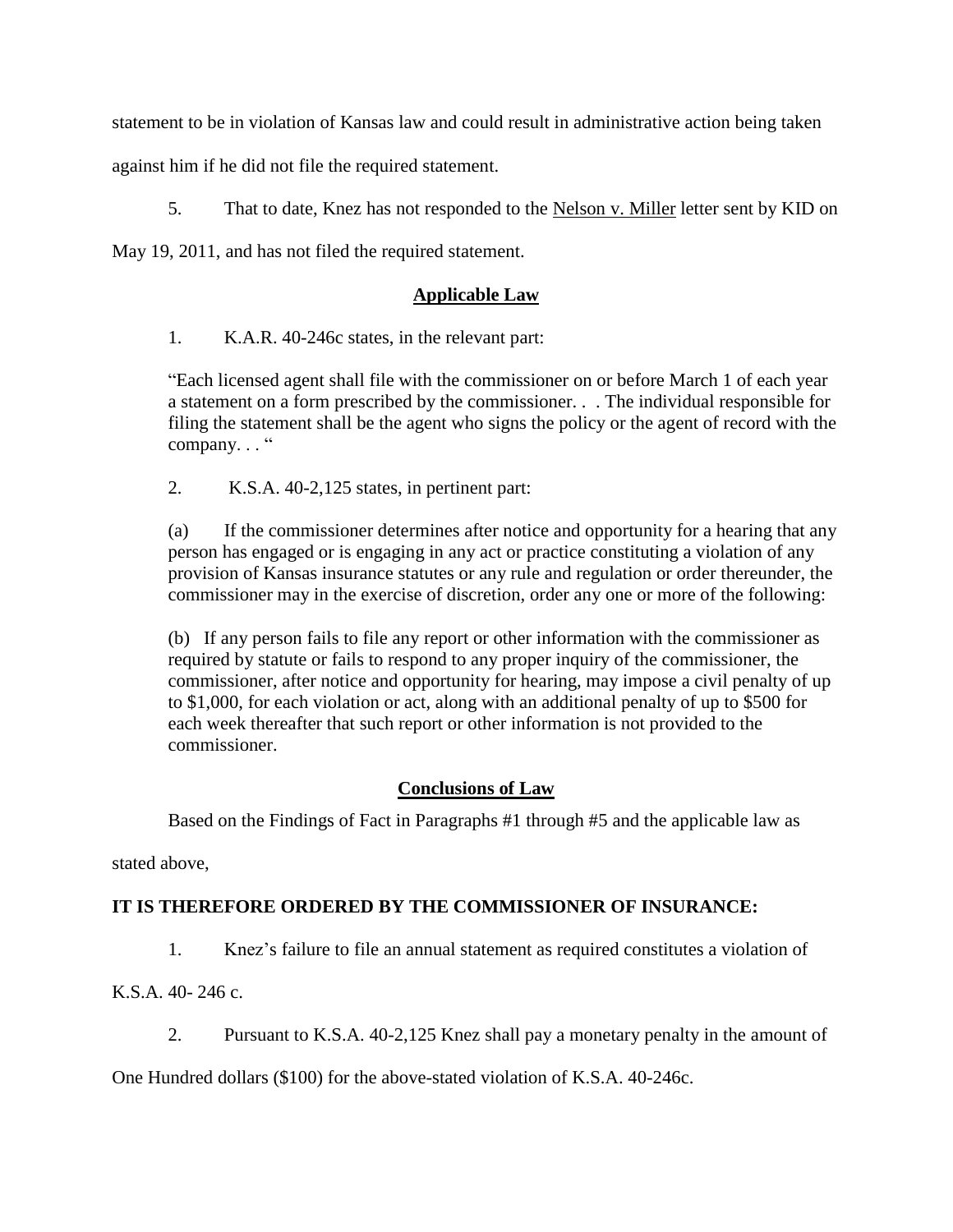statement to be in violation of Kansas law and could result in administrative action being taken against him if he did not file the required statement.

5. That to date, Knez has not responded to the Nelson v. Miller letter sent by KID on May 19, 2011, and has not filed the required statement.

## Applicable Law

1. K.A.R. 40-246c states, in the relevant part:

> "Each licensed agent shall file with the commissioner on or before March 1 of each year a statement on a form prescribed by the commissioner. . . The individual responsible for filing the statement shall be the agent who signs the policy or the agent of record with the company. . . "

2. K.S.A. 40-2,125 states, in pertinent part:

> (a) If the commissioner determines after notice and opportunity for a hearing that any person has engaged or is engaging in any act or practice constituting a violation of any provision of Kansas insurance statutes or any rule and regulation or order thereunder, the commissioner may in the exercise of discretion, order any one or more of the following:
>
> (b) If any person fails to file any report or other information with the commissioner as required by statute or fails to respond to any proper inquiry of the commissioner, the commissioner, after notice and opportunity for hearing, may impose a civil penalty of up to $1,000, for each violation or act, along with an additional penalty of up to $500 for each week thereafter that such report or other information is not provided to the commissioner.

## Conclusions of Law

Based on the Findings of Fact in Paragraphs #1 through #5 and the applicable law as stated above,

**IT IS THEREFORE ORDERED BY THE COMMISSIONER OF INSURANCE:**

1. Knez's failure to file an annual statement as required constitutes a violation of K.S.A. 40- 246 c.

2. Pursuant to K.S.A. 40-2,125 Knez shall pay a monetary penalty in the amount of One Hundred dollars ($100) for the above-stated violation of K.S.A. 40-246c.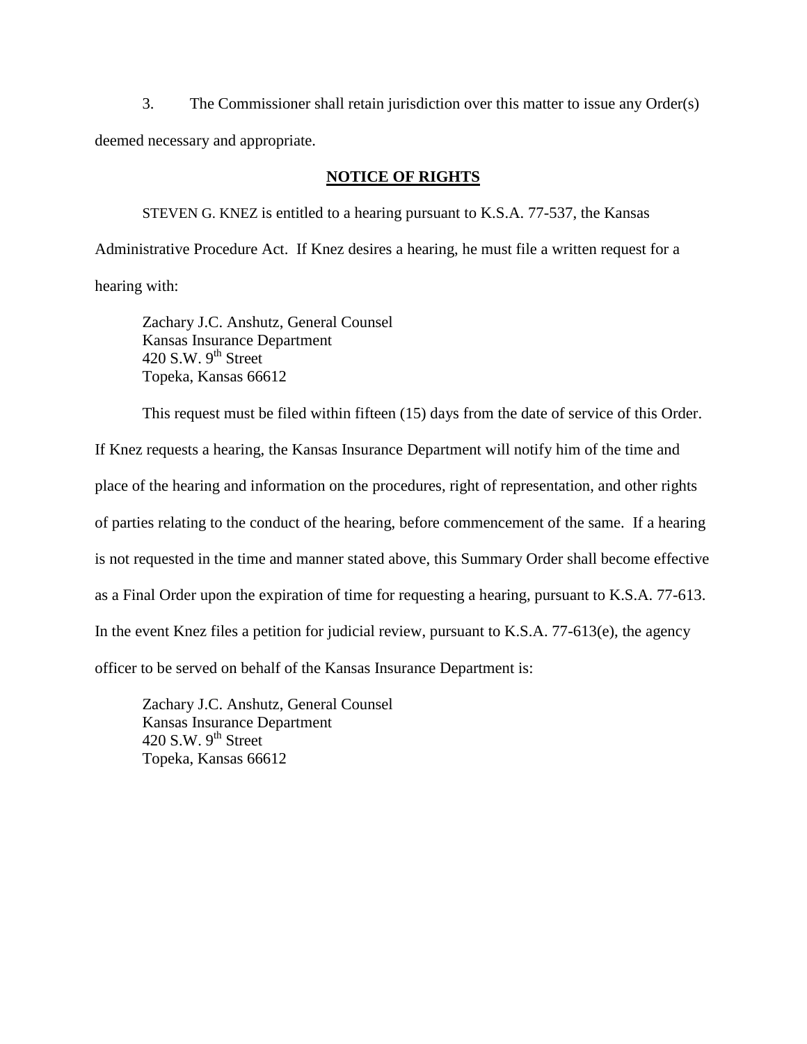3. The Commissioner shall retain jurisdiction over this matter to issue any Order(s) deemed necessary and appropriate.

**NOTICE OF RIGHTS**

STEVEN G. KNEZ is entitled to a hearing pursuant to K.S.A. 77-537, the Kansas Administrative Procedure Act. If Knez desires a hearing, he must file a written request for a hearing with:

Zachary J.C. Anshutz, General Counsel
Kansas Insurance Department
420 S.W. 9th Street
Topeka, Kansas 66612

This request must be filed within fifteen (15) days from the date of service of this Order. If Knez requests a hearing, the Kansas Insurance Department will notify him of the time and place of the hearing and information on the procedures, right of representation, and other rights of parties relating to the conduct of the hearing, before commencement of the same. If a hearing is not requested in the time and manner stated above, this Summary Order shall become effective as a Final Order upon the expiration of time for requesting a hearing, pursuant to K.S.A. 77-613. In the event Knez files a petition for judicial review, pursuant to K.S.A. 77-613(e), the agency officer to be served on behalf of the Kansas Insurance Department is:

Zachary J.C. Anshutz, General Counsel
Kansas Insurance Department
420 S.W. 9th Street
Topeka, Kansas 66612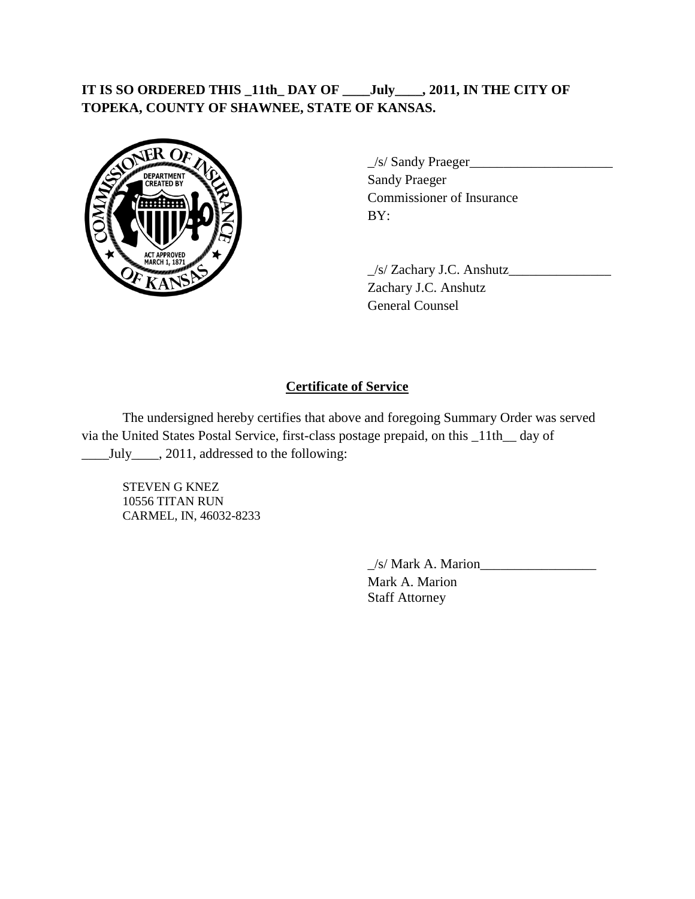**IT IS SO ORDERED THIS _11th_ DAY OF ____July____, 2011, IN THE CITY OF TOPEKA, COUNTY OF SHAWNEE, STATE OF KANSAS.**

_/s/ Sandy Praeger_____________________
Sandy Praeger
Commissioner of Insurance
BY:

_/s/ Zachary J.C. Anshutz_______________
Zachary J.C. Anshutz
General Counsel

## Certificate of Service

The undersigned hereby certifies that above and foregoing Summary Order was served via the United States Postal Service, first-class postage prepaid, on this _11th__ day of ____July____, 2011, addressed to the following:

STEVEN G KNEZ
10556 TITAN RUN
CARMEL, IN, 46032-8233

_/s/ Mark A. Marion_________________
Mark A. Marion
Staff Attorney